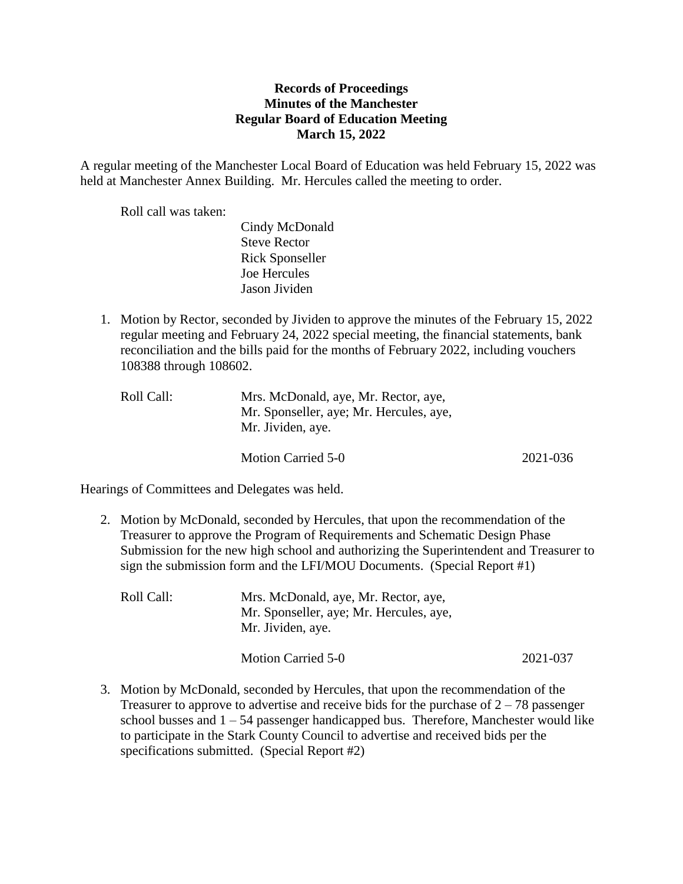**Records of Proceedings**
**Minutes of the Manchester**
**Regular Board of Education Meeting**
**March 15, 2022**

A regular meeting of the Manchester Local Board of Education was held February 15, 2022 was held at Manchester Annex Building. Mr. Hercules called the meeting to order.

Roll call was taken:

Cindy McDonald
Steve Rector
Rick Sponseller
Joe Hercules
Jason Jividen

1. Motion by Rector, seconded by Jividen to approve the minutes of the February 15, 2022 regular meeting and February 24, 2022 special meeting, the financial statements, bank reconciliation and the bills paid for the months of February 2022, including vouchers 108388 through 108602.

   Roll Call: Mrs. McDonald, aye, Mr. Rector, aye, Mr. Sponseller, aye; Mr. Hercules, aye, Mr. Jividen, aye.

   Motion Carried 5-0 2021-036

Hearings of Committees and Delegates was held.

2. Motion by McDonald, seconded by Hercules, that upon the recommendation of the Treasurer to approve the Program of Requirements and Schematic Design Phase Submission for the new high school and authorizing the Superintendent and Treasurer to sign the submission form and the LFI/MOU Documents. (Special Report #1)

   Roll Call: Mrs. McDonald, aye, Mr. Rector, aye, Mr. Sponseller, aye; Mr. Hercules, aye, Mr. Jividen, aye.

   Motion Carried 5-0 2021-037

3. Motion by McDonald, seconded by Hercules, that upon the recommendation of the Treasurer to approve to advertise and receive bids for the purchase of 2 – 78 passenger school busses and 1 – 54 passenger handicapped bus. Therefore, Manchester would like to participate in the Stark County Council to advertise and received bids per the specifications submitted. (Special Report #2)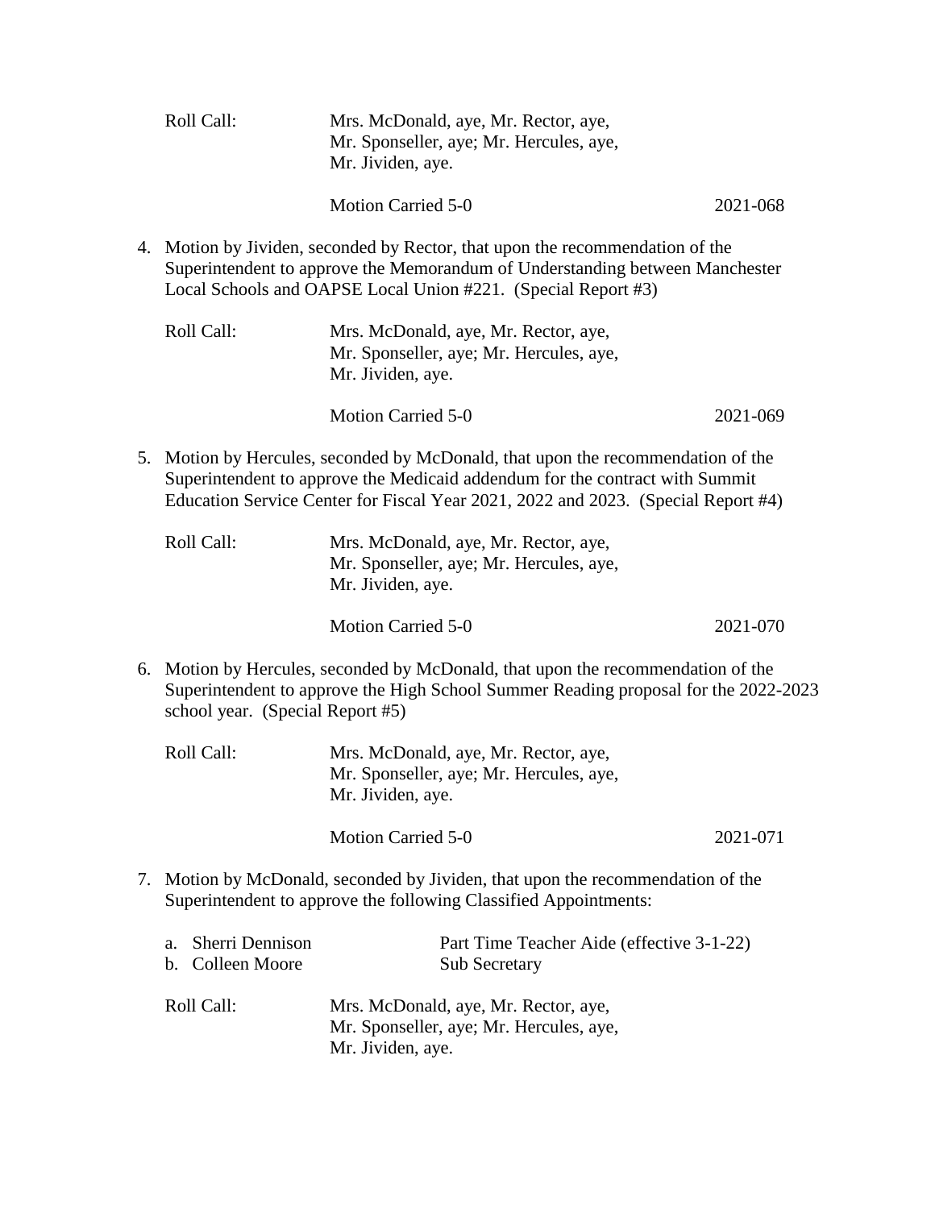Roll Call: Mrs. McDonald, aye, Mr. Rector, aye,
Mr. Sponseller, aye; Mr. Hercules, aye,
Mr. Jividen, aye.

Motion Carried 5-0 2021-068

4. Motion by Jividen, seconded by Rector, that upon the recommendation of the Superintendent to approve the Memorandum of Understanding between Manchester Local Schools and OAPSE Local Union #221. (Special Report #3)

   Roll Call: Mrs. McDonald, aye, Mr. Rector, aye,
   Mr. Sponseller, aye; Mr. Hercules, aye,
   Mr. Jividen, aye.

   Motion Carried 5-0 2021-069

5. Motion by Hercules, seconded by McDonald, that upon the recommendation of the Superintendent to approve the Medicaid addendum for the contract with Summit Education Service Center for Fiscal Year 2021, 2022 and 2023. (Special Report #4)

   Roll Call: Mrs. McDonald, aye, Mr. Rector, aye,
   Mr. Sponseller, aye; Mr. Hercules, aye,
   Mr. Jividen, aye.

   Motion Carried 5-0 2021-070

6. Motion by Hercules, seconded by McDonald, that upon the recommendation of the Superintendent to approve the High School Summer Reading proposal for the 2022-2023 school year. (Special Report #5)

   Roll Call: Mrs. McDonald, aye, Mr. Rector, aye,
   Mr. Sponseller, aye; Mr. Hercules, aye,
   Mr. Jividen, aye.

   Motion Carried 5-0 2021-071

7. Motion by McDonald, seconded by Jividen, that upon the recommendation of the Superintendent to approve the following Classified Appointments:

   a. Sherri Dennison — Part Time Teacher Aide (effective 3-1-22)
   b. Colleen Moore — Sub Secretary

   Roll Call: Mrs. McDonald, aye, Mr. Rector, aye,
   Mr. Sponseller, aye; Mr. Hercules, aye,
   Mr. Jividen, aye.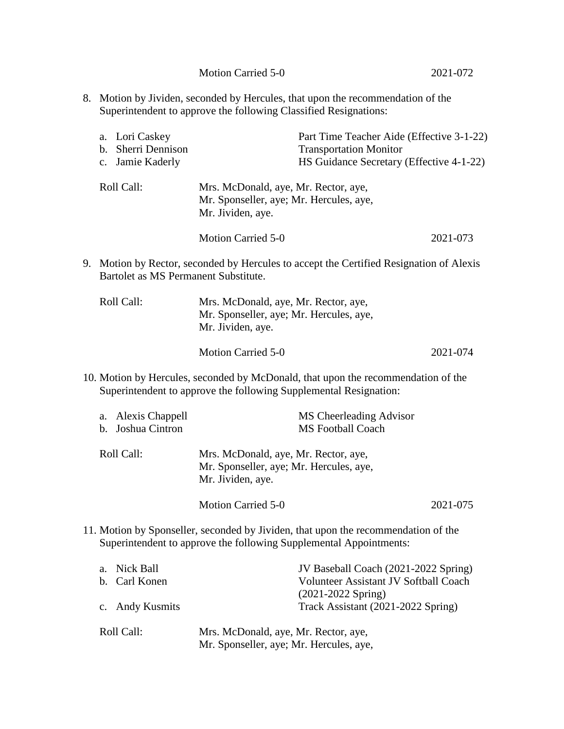Motion Carried 5-0 2021-072

8. Motion by Jividen, seconded by Hercules, that upon the recommendation of the Superintendent to approve the following Classified Resignations:

   a. Lori Caskey — Part Time Teacher Aide (Effective 3-1-22)
   b. Sherri Dennison — Transportation Monitor
   c. Jamie Kaderly — HS Guidance Secretary (Effective 4-1-22)

   Roll Call: Mrs. McDonald, aye, Mr. Rector, aye, Mr. Sponseller, aye; Mr. Hercules, aye, Mr. Jividen, aye.

   Motion Carried 5-0 2021-073

9. Motion by Rector, seconded by Hercules to accept the Certified Resignation of Alexis Bartolet as MS Permanent Substitute.

   Roll Call: Mrs. McDonald, aye, Mr. Rector, aye, Mr. Sponseller, aye; Mr. Hercules, aye, Mr. Jividen, aye.

   Motion Carried 5-0 2021-074

10. Motion by Hercules, seconded by McDonald, that upon the recommendation of the Superintendent to approve the following Supplemental Resignation:

    a. Alexis Chappell — MS Cheerleading Advisor
    b. Joshua Cintron — MS Football Coach

    Roll Call: Mrs. McDonald, aye, Mr. Rector, aye, Mr. Sponseller, aye; Mr. Hercules, aye, Mr. Jividen, aye.

    Motion Carried 5-0 2021-075

11. Motion by Sponseller, seconded by Jividen, that upon the recommendation of the Superintendent to approve the following Supplemental Appointments:

    a. Nick Ball — JV Baseball Coach (2021-2022 Spring)
    b. Carl Konen — Volunteer Assistant JV Softball Coach (2021-2022 Spring)
    c. Andy Kusmits — Track Assistant (2021-2022 Spring)

    Roll Call: Mrs. McDonald, aye, Mr. Rector, aye, Mr. Sponseller, aye; Mr. Hercules, aye,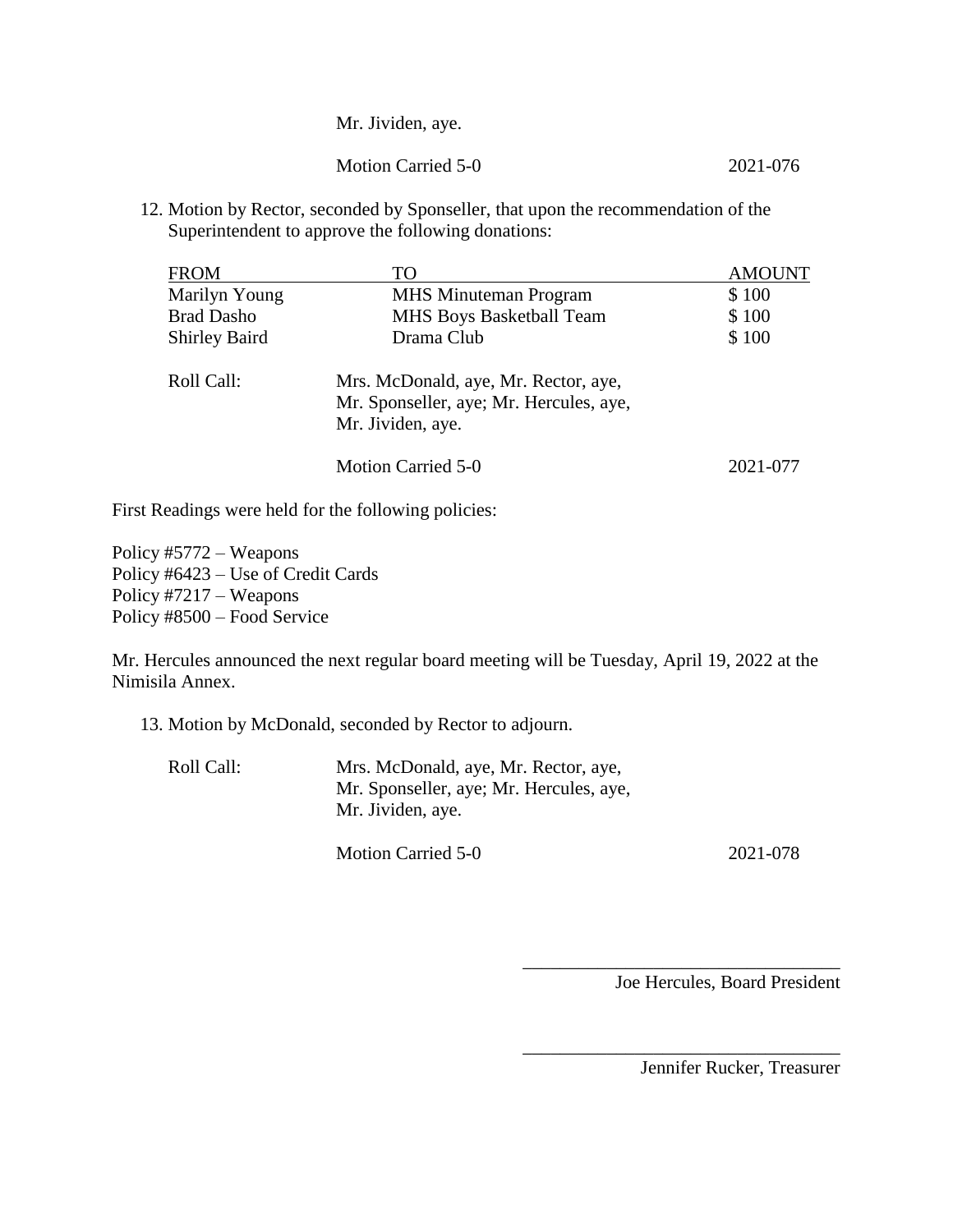Mr. Jividen, aye.

Motion Carried 5-0 2021-076

12. Motion by Rector, seconded by Sponseller, that upon the recommendation of the Superintendent to approve the following donations:

| FROM | TO | AMOUNT |
|---|---|---|
| Marilyn Young | MHS Minuteman Program | $ 100 |
| Brad Dasho | MHS Boys Basketball Team | $ 100 |
| Shirley Baird | Drama Club | $ 100 |

Roll Call: Mrs. McDonald, aye, Mr. Rector, aye, Mr. Sponseller, aye; Mr. Hercules, aye, Mr. Jividen, aye.

Motion Carried 5-0 2021-077

First Readings were held for the following policies:

Policy #5772 – Weapons
Policy #6423 – Use of Credit Cards
Policy #7217 – Weapons
Policy #8500 – Food Service

Mr. Hercules announced the next regular board meeting will be Tuesday, April 19, 2022 at the Nimisila Annex.

13. Motion by McDonald, seconded by Rector to adjourn.

Roll Call: Mrs. McDonald, aye, Mr. Rector, aye, Mr. Sponseller, aye; Mr. Hercules, aye, Mr. Jividen, aye.

Motion Carried 5-0 2021-078

\_\_\_\_\_\_\_\_\_\_\_\_\_\_\_\_\_\_\_\_\_\_\_\_\_\_\_\_\_\_\_\_
Joe Hercules, Board President

\_\_\_\_\_\_\_\_\_\_\_\_\_\_\_\_\_\_\_\_\_\_\_\_\_\_\_\_\_\_\_\_
Jennifer Rucker, Treasurer